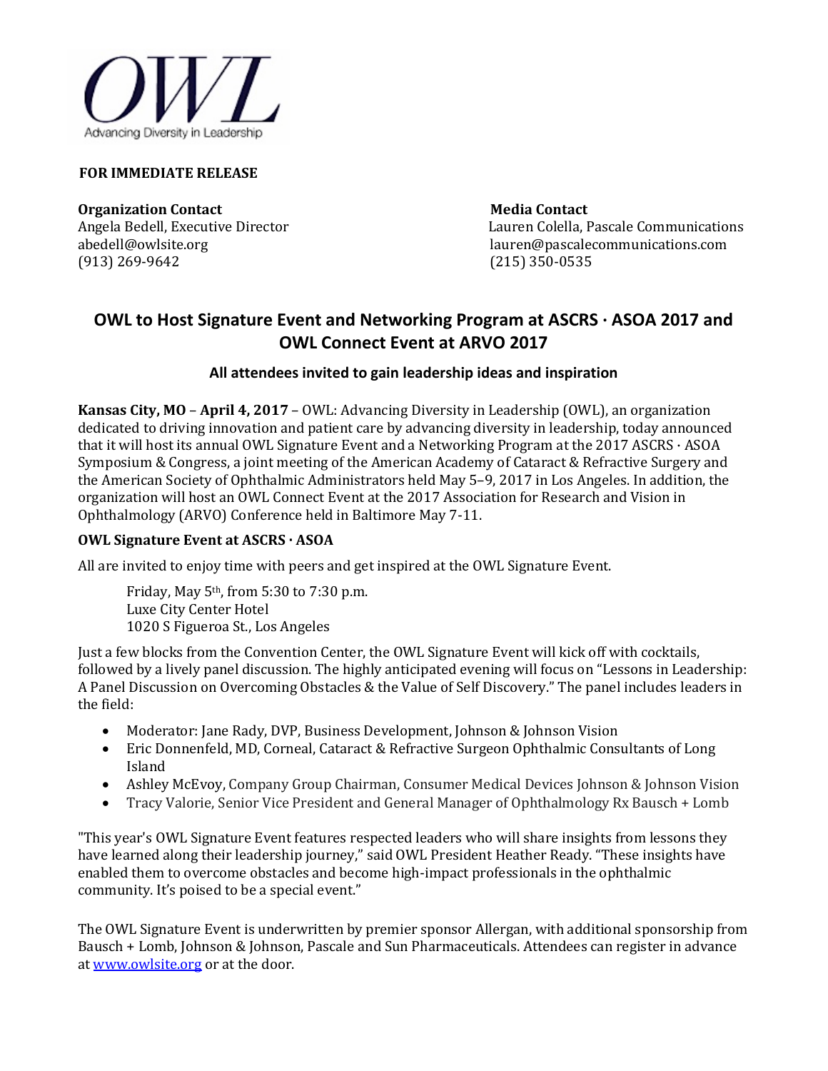OWL

Advancing Diversity in Leadership

**FOR IMMEDIATE RELEASE**

**Organization Contact**
Angela Bedell, Executive Director
abedell@owlsite.org
(913) 269-9642

**Media Contact**
Lauren Colella, Pascale Communications
lauren@pascalecommunications.com
(215) 350-0535

# OWL to Host Signature Event and Networking Program at ASCRS · ASOA 2017 and OWL Connect Event at ARVO 2017

### All attendees invited to gain leadership ideas and inspiration

**Kansas City, MO** – **April 4, 2017** – OWL: Advancing Diversity in Leadership (OWL), an organization dedicated to driving innovation and patient care by advancing diversity in leadership, today announced that it will host its annual OWL Signature Event and a Networking Program at the 2017 ASCRS · ASOA Symposium & Congress, a joint meeting of the American Academy of Cataract & Refractive Surgery and the American Society of Ophthalmic Administrators held May 5–9, 2017 in Los Angeles. In addition, the organization will host an OWL Connect Event at the 2017 Association for Research and Vision in Ophthalmology (ARVO) Conference held in Baltimore May 7-11.

**OWL Signature Event at ASCRS · ASOA**

All are invited to enjoy time with peers and get inspired at the OWL Signature Event.

> Friday, May 5th, from 5:30 to 7:30 p.m.
> Luxe City Center Hotel
> 1020 S Figueroa St., Los Angeles

Just a few blocks from the Convention Center, the OWL Signature Event will kick off with cocktails, followed by a lively panel discussion. The highly anticipated evening will focus on "Lessons in Leadership: A Panel Discussion on Overcoming Obstacles & the Value of Self Discovery." The panel includes leaders in the field:

- Moderator: Jane Rady, DVP, Business Development, Johnson & Johnson Vision
- Eric Donnenfeld, MD, Corneal, Cataract & Refractive Surgeon Ophthalmic Consultants of Long Island
- Ashley McEvoy, Company Group Chairman, Consumer Medical Devices Johnson & Johnson Vision
- Tracy Valorie, Senior Vice President and General Manager of Ophthalmology Rx Bausch + Lomb

"This year's OWL Signature Event features respected leaders who will share insights from lessons they have learned along their leadership journey," said OWL President Heather Ready. "These insights have enabled them to overcome obstacles and become high-impact professionals in the ophthalmic community. It's poised to be a special event."

The OWL Signature Event is underwritten by premier sponsor Allergan, with additional sponsorship from Bausch + Lomb, Johnson & Johnson, Pascale and Sun Pharmaceuticals. Attendees can register in advance at www.owlsite.org or at the door.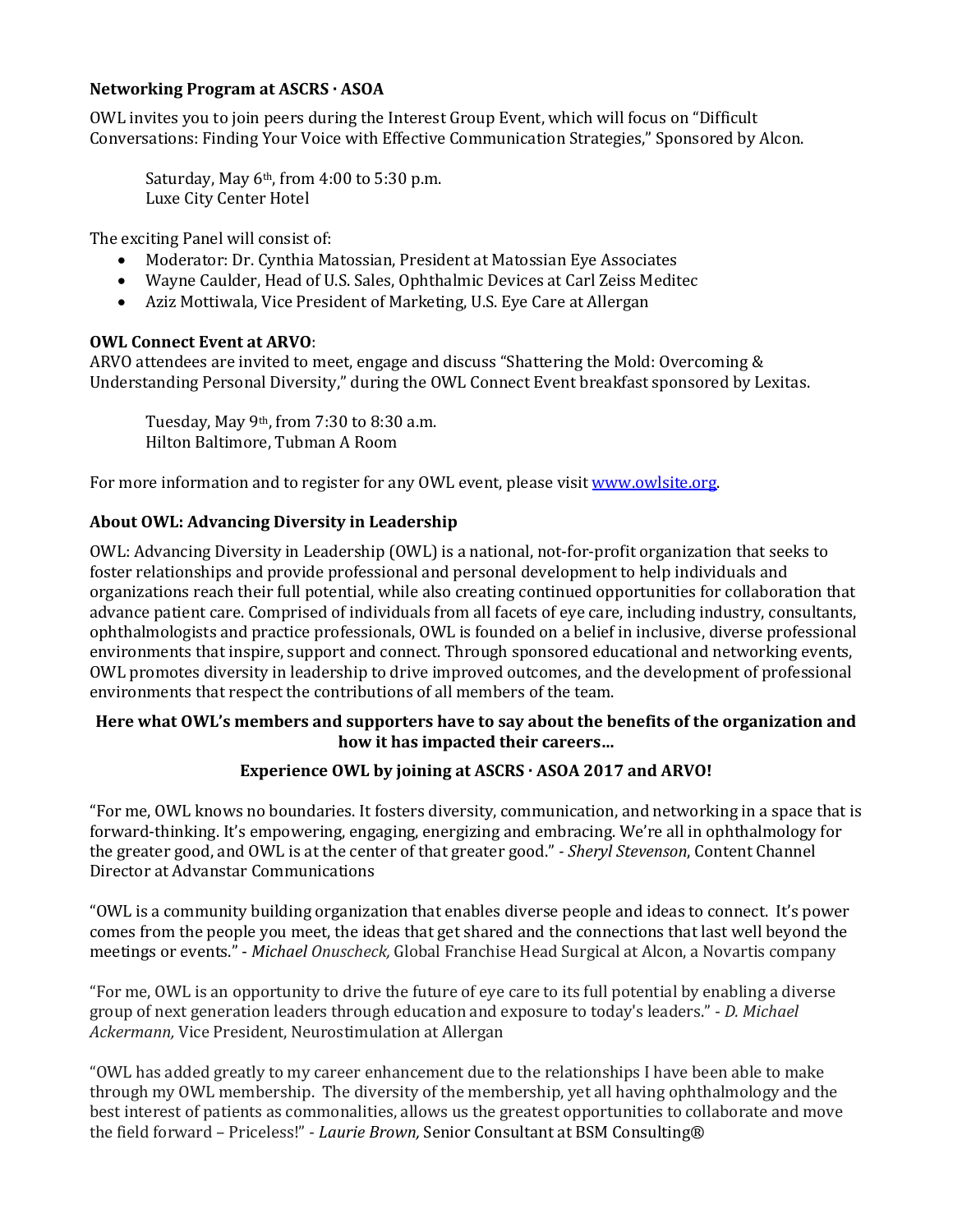**Networking Program at ASCRS · ASOA**

OWL invites you to join peers during the Interest Group Event, which will focus on "Difficult Conversations: Finding Your Voice with Effective Communication Strategies," Sponsored by Alcon.

Saturday, May 6th, from 4:00 to 5:30 p.m.
Luxe City Center Hotel

The exciting Panel will consist of:

- Moderator: Dr. Cynthia Matossian, President at Matossian Eye Associates
- Wayne Caulder, Head of U.S. Sales, Ophthalmic Devices at Carl Zeiss Meditec
- Aziz Mottiwala, Vice President of Marketing, U.S. Eye Care at Allergan

**OWL Connect Event at ARVO**:
ARVO attendees are invited to meet, engage and discuss "Shattering the Mold: Overcoming & Understanding Personal Diversity," during the OWL Connect Event breakfast sponsored by Lexitas.

Tuesday, May 9th, from 7:30 to 8:30 a.m.
Hilton Baltimore, Tubman A Room

For more information and to register for any OWL event, please visit [www.owlsite.org](http://www.owlsite.org).

**About OWL: Advancing Diversity in Leadership**

OWL: Advancing Diversity in Leadership (OWL) is a national, not-for-profit organization that seeks to foster relationships and provide professional and personal development to help individuals and organizations reach their full potential, while also creating continued opportunities for collaboration that advance patient care. Comprised of individuals from all facets of eye care, including industry, consultants, ophthalmologists and practice professionals, OWL is founded on a belief in inclusive, diverse professional environments that inspire, support and connect. Through sponsored educational and networking events, OWL promotes diversity in leadership to drive improved outcomes, and the development of professional environments that respect the contributions of all members of the team.

**Here what OWL's members and supporters have to say about the benefits of the organization and how it has impacted their careers…**

**Experience OWL by joining at ASCRS · ASOA 2017 and ARVO!**

"For me, OWL knows no boundaries. It fosters diversity, communication, and networking in a space that is forward-thinking. It's empowering, engaging, energizing and embracing. We're all in ophthalmology for the greater good, and OWL is at the center of that greater good." - *Sheryl Stevenson*, Content Channel Director at Advanstar Communications

"OWL is a community building organization that enables diverse people and ideas to connect. It's power comes from the people you meet, the ideas that get shared and the connections that last well beyond the meetings or events." - *Michael Onuscheck,* Global Franchise Head Surgical at Alcon, a Novartis company

"For me, OWL is an opportunity to drive the future of eye care to its full potential by enabling a diverse group of next generation leaders through education and exposure to today's leaders." - *D. Michael Ackermann,* Vice President, Neurostimulation at Allergan

"OWL has added greatly to my career enhancement due to the relationships I have been able to make through my OWL membership. The diversity of the membership, yet all having ophthalmology and the best interest of patients as commonalities, allows us the greatest opportunities to collaborate and move the field forward – Priceless!" - *Laurie Brown,* Senior Consultant at BSM Consulting®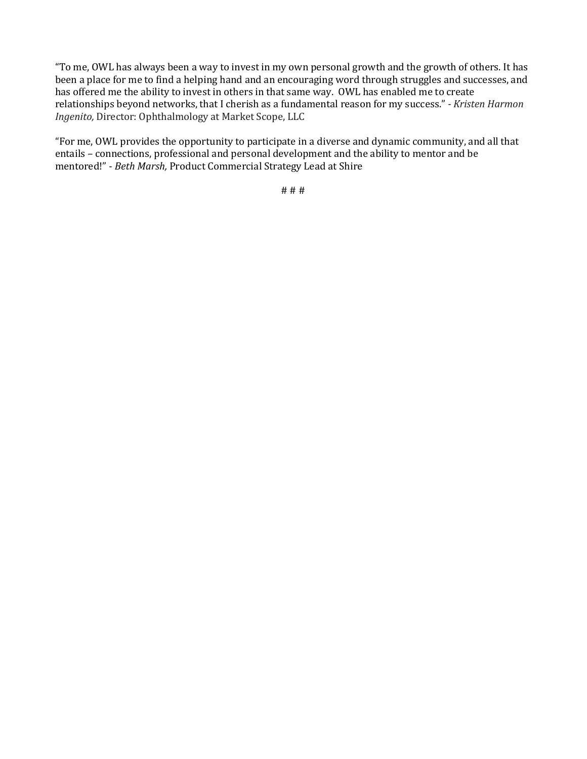"To me, OWL has always been a way to invest in my own personal growth and the growth of others. It has been a place for me to find a helping hand and an encouraging word through struggles and successes, and has offered me the ability to invest in others in that same way.  OWL has enabled me to create relationships beyond networks, that I cherish as a fundamental reason for my success." - *Kristen Harmon Ingenito,* Director: Ophthalmology at Market Scope, LLC

"For me, OWL provides the opportunity to participate in a diverse and dynamic community, and all that entails – connections, professional and personal development and the ability to mentor and be mentored!" - *Beth Marsh,* Product Commercial Strategy Lead at Shire

# # #